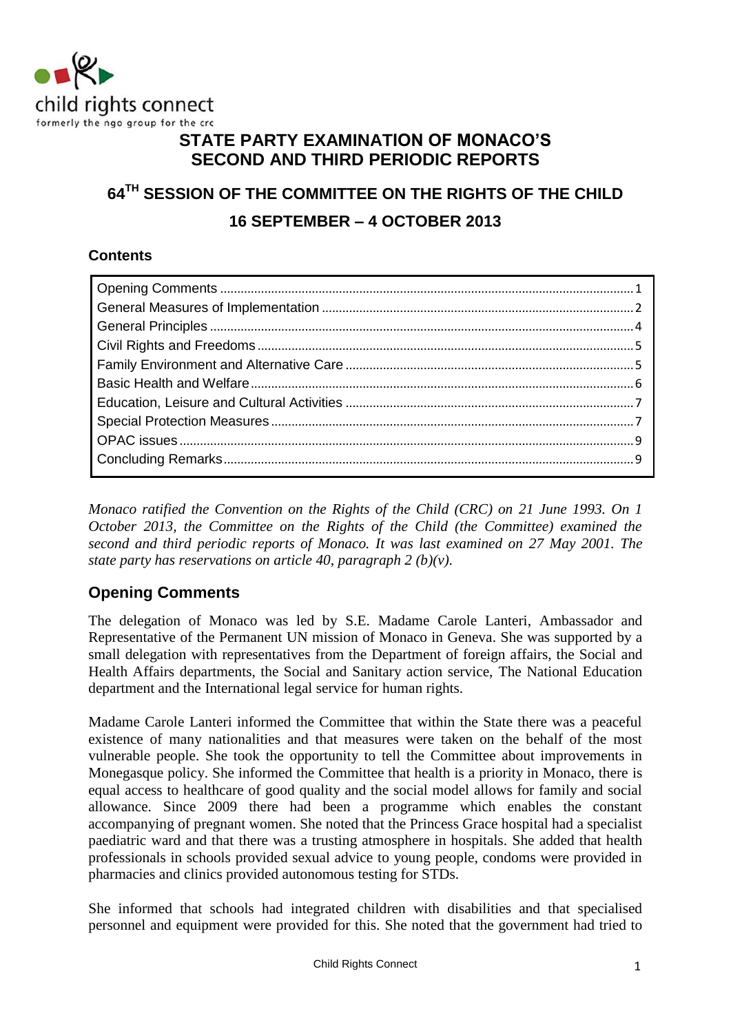child rights connect
formerly the ngo group for the crc

# STATE PARTY EXAMINATION OF MONACO'S SECOND AND THIRD PERIODIC REPORTS

## 64TH SESSION OF THE COMMITTEE ON THE RIGHTS OF THE CHILD

## 16 SEPTEMBER – 4 OCTOBER 2013

### Contents

| | |
|---|---|
| Opening Comments | 1 |
| General Measures of Implementation | 2 |
| General Principles | 4 |
| Civil Rights and Freedoms | 5 |
| Family Environment and Alternative Care | 5 |
| Basic Health and Welfare | 6 |
| Education, Leisure and Cultural Activities | 7 |
| Special Protection Measures | 7 |
| OPAC issues | 9 |
| Concluding Remarks | 9 |

*Monaco ratified the Convention on the Rights of the Child (CRC) on 21 June 1993. On 1 October 2013, the Committee on the Rights of the Child (the Committee) examined the second and third periodic reports of Monaco. It was last examined on 27 May 2001. The state party has reservations on article 40, paragraph 2 (b)(v).*

## Opening Comments

The delegation of Monaco was led by S.E. Madame Carole Lanteri, Ambassador and Representative of the Permanent UN mission of Monaco in Geneva. She was supported by a small delegation with representatives from the Department of foreign affairs, the Social and Health Affairs departments, the Social and Sanitary action service, The National Education department and the International legal service for human rights.

Madame Carole Lanteri informed the Committee that within the State there was a peaceful existence of many nationalities and that measures were taken on the behalf of the most vulnerable people. She took the opportunity to tell the Committee about improvements in Monegasque policy. She informed the Committee that health is a priority in Monaco, there is equal access to healthcare of good quality and the social model allows for family and social allowance. Since 2009 there had been a programme which enables the constant accompanying of pregnant women. She noted that the Princess Grace hospital had a specialist paediatric ward and that there was a trusting atmosphere in hospitals. She added that health professionals in schools provided sexual advice to young people, condoms were provided in pharmacies and clinics provided autonomous testing for STDs.

She informed that schools had integrated children with disabilities and that specialised personnel and equipment were provided for this. She noted that the government had tried to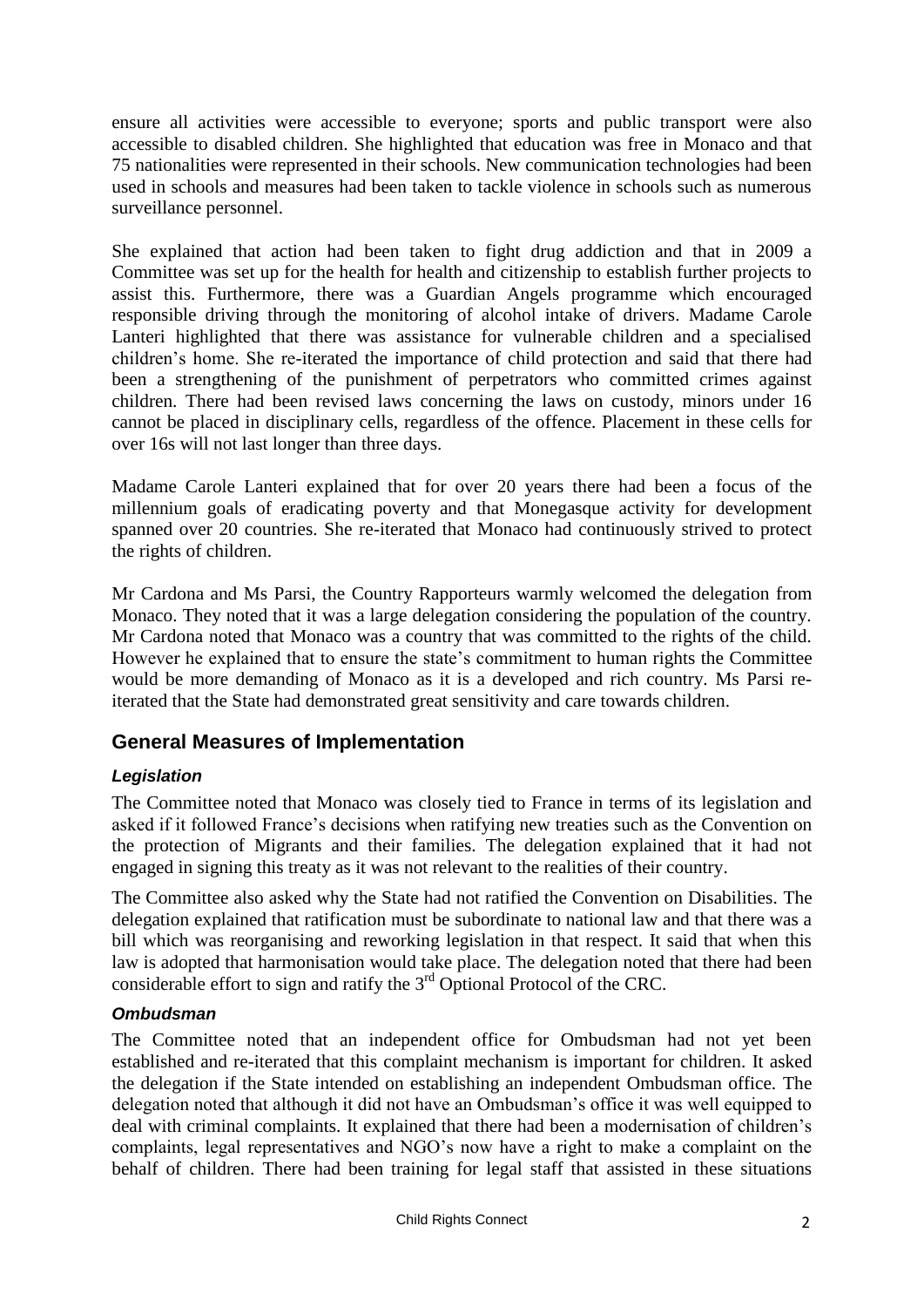ensure all activities were accessible to everyone; sports and public transport were also accessible to disabled children. She highlighted that education was free in Monaco and that 75 nationalities were represented in their schools. New communication technologies had been used in schools and measures had been taken to tackle violence in schools such as numerous surveillance personnel.

She explained that action had been taken to fight drug addiction and that in 2009 a Committee was set up for the health for health and citizenship to establish further projects to assist this. Furthermore, there was a Guardian Angels programme which encouraged responsible driving through the monitoring of alcohol intake of drivers. Madame Carole Lanteri highlighted that there was assistance for vulnerable children and a specialised children's home. She re-iterated the importance of child protection and said that there had been a strengthening of the punishment of perpetrators who committed crimes against children. There had been revised laws concerning the laws on custody, minors under 16 cannot be placed in disciplinary cells, regardless of the offence. Placement in these cells for over 16s will not last longer than three days.

Madame Carole Lanteri explained that for over 20 years there had been a focus of the millennium goals of eradicating poverty and that Monegasque activity for development spanned over 20 countries. She re-iterated that Monaco had continuously strived to protect the rights of children.

Mr Cardona and Ms Parsi, the Country Rapporteurs warmly welcomed the delegation from Monaco. They noted that it was a large delegation considering the population of the country. Mr Cardona noted that Monaco was a country that was committed to the rights of the child. However he explained that to ensure the state's commitment to human rights the Committee would be more demanding of Monaco as it is a developed and rich country. Ms Parsi re-iterated that the State had demonstrated great sensitivity and care towards children.

## General Measures of Implementation

### *Legislation*

The Committee noted that Monaco was closely tied to France in terms of its legislation and asked if it followed France's decisions when ratifying new treaties such as the Convention on the protection of Migrants and their families. The delegation explained that it had not engaged in signing this treaty as it was not relevant to the realities of their country.

The Committee also asked why the State had not ratified the Convention on Disabilities. The delegation explained that ratification must be subordinate to national law and that there was a bill which was reorganising and reworking legislation in that respect. It said that when this law is adopted that harmonisation would take place. The delegation noted that there had been considerable effort to sign and ratify the 3rd Optional Protocol of the CRC.

### *Ombudsman*

The Committee noted that an independent office for Ombudsman had not yet been established and re-iterated that this complaint mechanism is important for children. It asked the delegation if the State intended on establishing an independent Ombudsman office. The delegation noted that although it did not have an Ombudsman's office it was well equipped to deal with criminal complaints. It explained that there had been a modernisation of children's complaints, legal representatives and NGO's now have a right to make a complaint on the behalf of children. There had been training for legal staff that assisted in these situations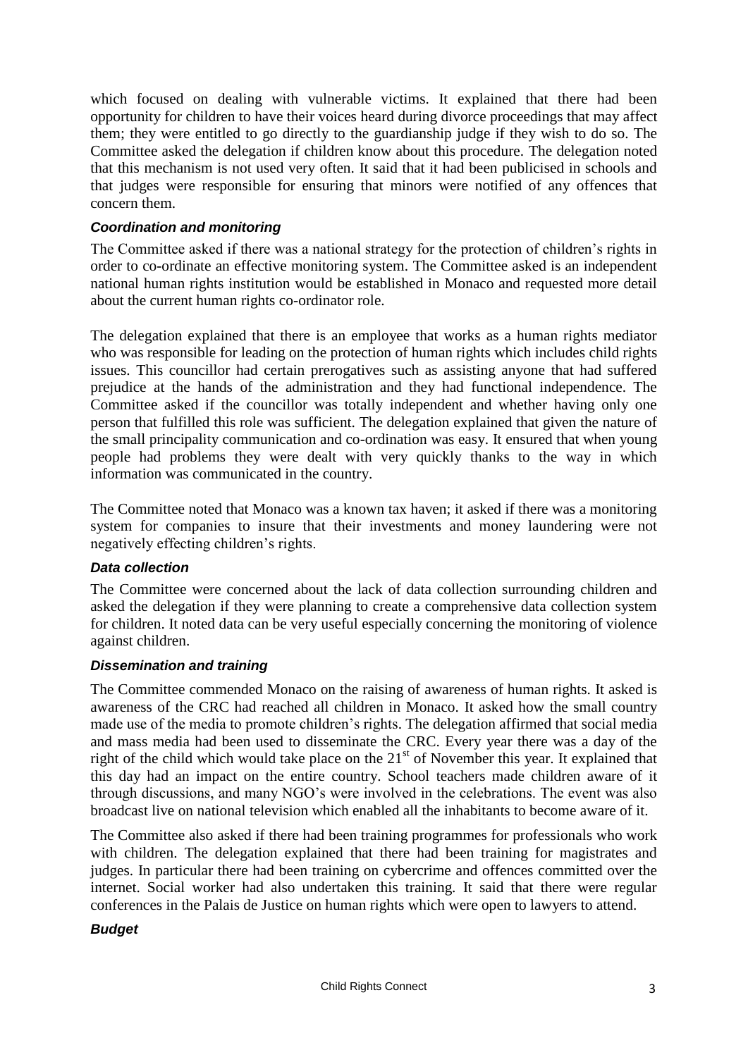which focused on dealing with vulnerable victims. It explained that there had been opportunity for children to have their voices heard during divorce proceedings that may affect them; they were entitled to go directly to the guardianship judge if they wish to do so. The Committee asked the delegation if children know about this procedure. The delegation noted that this mechanism is not used very often. It said that it had been publicised in schools and that judges were responsible for ensuring that minors were notified of any offences that concern them.

### *Coordination and monitoring*

The Committee asked if there was a national strategy for the protection of children's rights in order to co-ordinate an effective monitoring system. The Committee asked is an independent national human rights institution would be established in Monaco and requested more detail about the current human rights co-ordinator role.

The delegation explained that there is an employee that works as a human rights mediator who was responsible for leading on the protection of human rights which includes child rights issues. This councillor had certain prerogatives such as assisting anyone that had suffered prejudice at the hands of the administration and they had functional independence. The Committee asked if the councillor was totally independent and whether having only one person that fulfilled this role was sufficient. The delegation explained that given the nature of the small principality communication and co-ordination was easy. It ensured that when young people had problems they were dealt with very quickly thanks to the way in which information was communicated in the country.

The Committee noted that Monaco was a known tax haven; it asked if there was a monitoring system for companies to insure that their investments and money laundering were not negatively effecting children's rights.

### *Data collection*

The Committee were concerned about the lack of data collection surrounding children and asked the delegation if they were planning to create a comprehensive data collection system for children. It noted data can be very useful especially concerning the monitoring of violence against children.

### *Dissemination and training*

The Committee commended Monaco on the raising of awareness of human rights. It asked is awareness of the CRC had reached all children in Monaco. It asked how the small country made use of the media to promote children's rights. The delegation affirmed that social media and mass media had been used to disseminate the CRC. Every year there was a day of the right of the child which would take place on the 21st of November this year. It explained that this day had an impact on the entire country. School teachers made children aware of it through discussions, and many NGO's were involved in the celebrations. The event was also broadcast live on national television which enabled all the inhabitants to become aware of it.

The Committee also asked if there had been training programmes for professionals who work with children. The delegation explained that there had been training for magistrates and judges. In particular there had been training on cybercrime and offences committed over the internet. Social worker had also undertaken this training. It said that there were regular conferences in the Palais de Justice on human rights which were open to lawyers to attend.

### *Budget*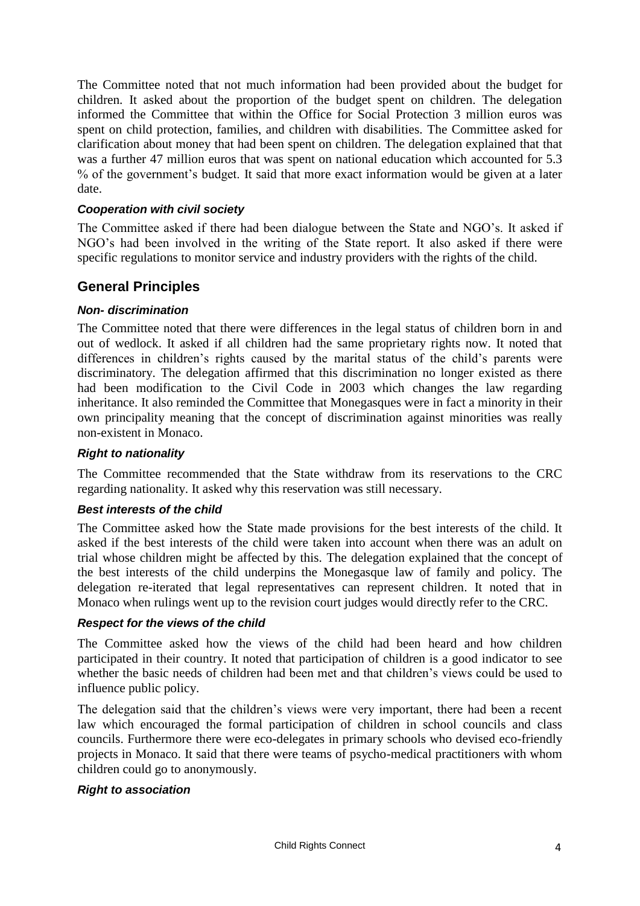The Committee noted that not much information had been provided about the budget for children. It asked about the proportion of the budget spent on children. The delegation informed the Committee that within the Office for Social Protection 3 million euros was spent on child protection, families, and children with disabilities. The Committee asked for clarification about money that had been spent on children. The delegation explained that that was a further 47 million euros that was spent on national education which accounted for 5.3 % of the government's budget. It said that more exact information would be given at a later date.

### *Cooperation with civil society*

The Committee asked if there had been dialogue between the State and NGO's. It asked if NGO's had been involved in the writing of the State report. It also asked if there were specific regulations to monitor service and industry providers with the rights of the child.

## General Principles

### *Non- discrimination*

The Committee noted that there were differences in the legal status of children born in and out of wedlock. It asked if all children had the same proprietary rights now. It noted that differences in children's rights caused by the marital status of the child's parents were discriminatory. The delegation affirmed that this discrimination no longer existed as there had been modification to the Civil Code in 2003 which changes the law regarding inheritance. It also reminded the Committee that Monegasques were in fact a minority in their own principality meaning that the concept of discrimination against minorities was really non-existent in Monaco.

### *Right to nationality*

The Committee recommended that the State withdraw from its reservations to the CRC regarding nationality. It asked why this reservation was still necessary.

### *Best interests of the child*

The Committee asked how the State made provisions for the best interests of the child. It asked if the best interests of the child were taken into account when there was an adult on trial whose children might be affected by this. The delegation explained that the concept of the best interests of the child underpins the Monegasque law of family and policy. The delegation re-iterated that legal representatives can represent children. It noted that in Monaco when rulings went up to the revision court judges would directly refer to the CRC.

### *Respect for the views of the child*

The Committee asked how the views of the child had been heard and how children participated in their country. It noted that participation of children is a good indicator to see whether the basic needs of children had been met and that children's views could be used to influence public policy.

The delegation said that the children's views were very important, there had been a recent law which encouraged the formal participation of children in school councils and class councils. Furthermore there were eco-delegates in primary schools who devised eco-friendly projects in Monaco. It said that there were teams of psycho-medical practitioners with whom children could go to anonymously.

### *Right to association*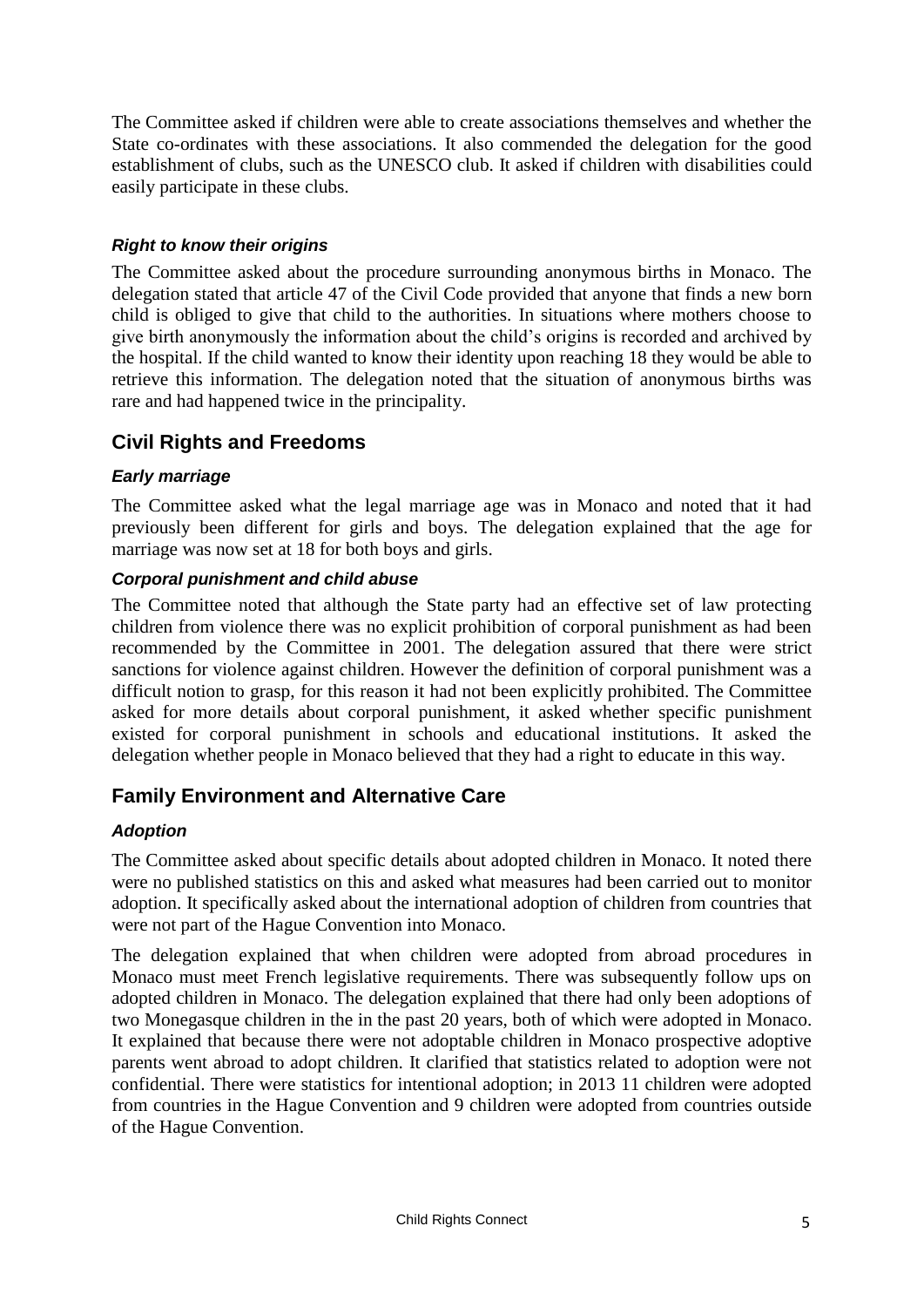The Committee asked if children were able to create associations themselves and whether the State co-ordinates with these associations. It also commended the delegation for the good establishment of clubs, such as the UNESCO club. It asked if children with disabilities could easily participate in these clubs.

#### *Right to know their origins*

The Committee asked about the procedure surrounding anonymous births in Monaco. The delegation stated that article 47 of the Civil Code provided that anyone that finds a new born child is obliged to give that child to the authorities. In situations where mothers choose to give birth anonymously the information about the child's origins is recorded and archived by the hospital. If the child wanted to know their identity upon reaching 18 they would be able to retrieve this information. The delegation noted that the situation of anonymous births was rare and had happened twice in the principality.

## Civil Rights and Freedoms

#### *Early marriage*

The Committee asked what the legal marriage age was in Monaco and noted that it had previously been different for girls and boys. The delegation explained that the age for marriage was now set at 18 for both boys and girls.

#### *Corporal punishment and child abuse*

The Committee noted that although the State party had an effective set of law protecting children from violence there was no explicit prohibition of corporal punishment as had been recommended by the Committee in 2001. The delegation assured that there were strict sanctions for violence against children. However the definition of corporal punishment was a difficult notion to grasp, for this reason it had not been explicitly prohibited. The Committee asked for more details about corporal punishment, it asked whether specific punishment existed for corporal punishment in schools and educational institutions. It asked the delegation whether people in Monaco believed that they had a right to educate in this way.

## Family Environment and Alternative Care

#### *Adoption*

The Committee asked about specific details about adopted children in Monaco. It noted there were no published statistics on this and asked what measures had been carried out to monitor adoption. It specifically asked about the international adoption of children from countries that were not part of the Hague Convention into Monaco.

The delegation explained that when children were adopted from abroad procedures in Monaco must meet French legislative requirements. There was subsequently follow ups on adopted children in Monaco. The delegation explained that there had only been adoptions of two Monegasque children in the in the past 20 years, both of which were adopted in Monaco. It explained that because there were not adoptable children in Monaco prospective adoptive parents went abroad to adopt children. It clarified that statistics related to adoption were not confidential. There were statistics for intentional adoption; in 2013 11 children were adopted from countries in the Hague Convention and 9 children were adopted from countries outside of the Hague Convention.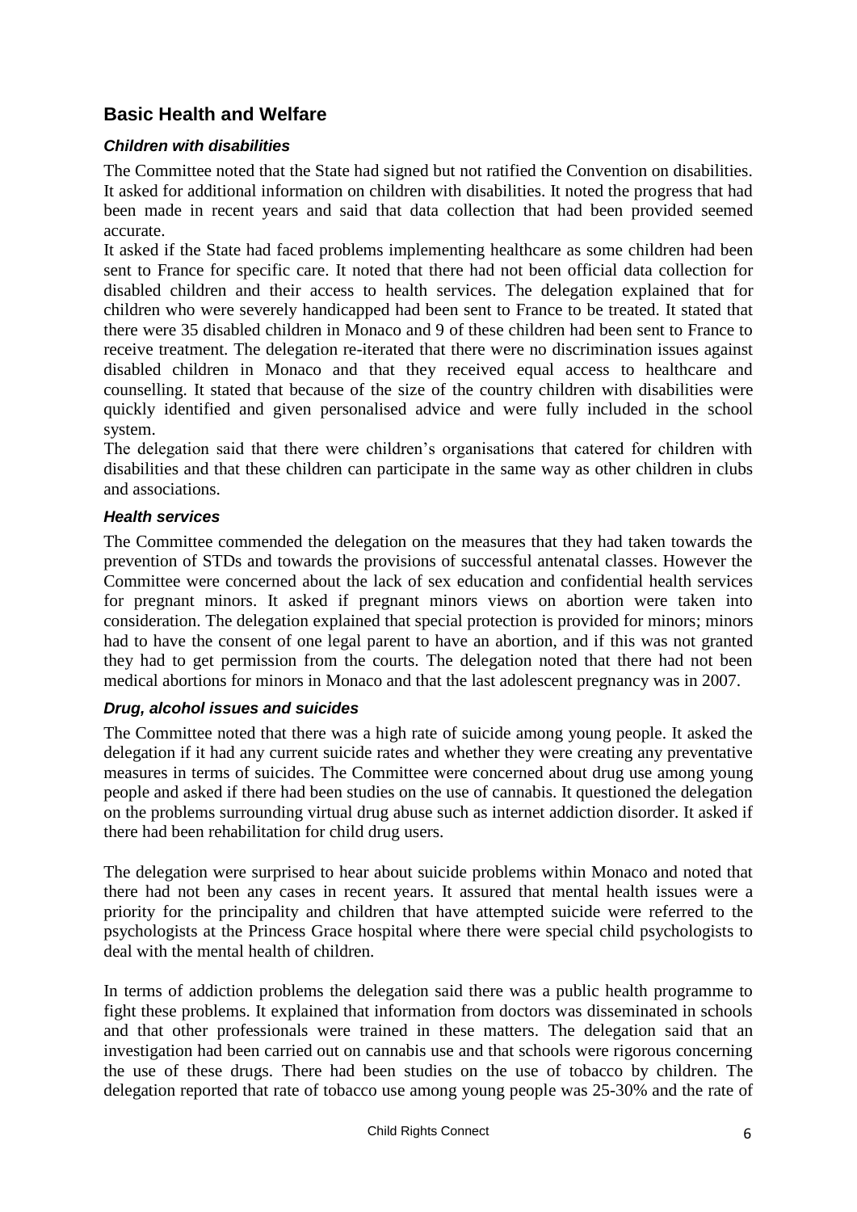## Basic Health and Welfare

### *Children with disabilities*

The Committee noted that the State had signed but not ratified the Convention on disabilities. It asked for additional information on children with disabilities. It noted the progress that had been made in recent years and said that data collection that had been provided seemed accurate.

It asked if the State had faced problems implementing healthcare as some children had been sent to France for specific care. It noted that there had not been official data collection for disabled children and their access to health services. The delegation explained that for children who were severely handicapped had been sent to France to be treated. It stated that there were 35 disabled children in Monaco and 9 of these children had been sent to France to receive treatment. The delegation re-iterated that there were no discrimination issues against disabled children in Monaco and that they received equal access to healthcare and counselling. It stated that because of the size of the country children with disabilities were quickly identified and given personalised advice and were fully included in the school system.

The delegation said that there were children's organisations that catered for children with disabilities and that these children can participate in the same way as other children in clubs and associations.

### *Health services*

The Committee commended the delegation on the measures that they had taken towards the prevention of STDs and towards the provisions of successful antenatal classes. However the Committee were concerned about the lack of sex education and confidential health services for pregnant minors. It asked if pregnant minors views on abortion were taken into consideration. The delegation explained that special protection is provided for minors; minors had to have the consent of one legal parent to have an abortion, and if this was not granted they had to get permission from the courts. The delegation noted that there had not been medical abortions for minors in Monaco and that the last adolescent pregnancy was in 2007.

### *Drug, alcohol issues and suicides*

The Committee noted that there was a high rate of suicide among young people. It asked the delegation if it had any current suicide rates and whether they were creating any preventative measures in terms of suicides. The Committee were concerned about drug use among young people and asked if there had been studies on the use of cannabis. It questioned the delegation on the problems surrounding virtual drug abuse such as internet addiction disorder. It asked if there had been rehabilitation for child drug users.

The delegation were surprised to hear about suicide problems within Monaco and noted that there had not been any cases in recent years. It assured that mental health issues were a priority for the principality and children that have attempted suicide were referred to the psychologists at the Princess Grace hospital where there were special child psychologists to deal with the mental health of children.

In terms of addiction problems the delegation said there was a public health programme to fight these problems. It explained that information from doctors was disseminated in schools and that other professionals were trained in these matters. The delegation said that an investigation had been carried out on cannabis use and that schools were rigorous concerning the use of these drugs. There had been studies on the use of tobacco by children. The delegation reported that rate of tobacco use among young people was 25-30% and the rate of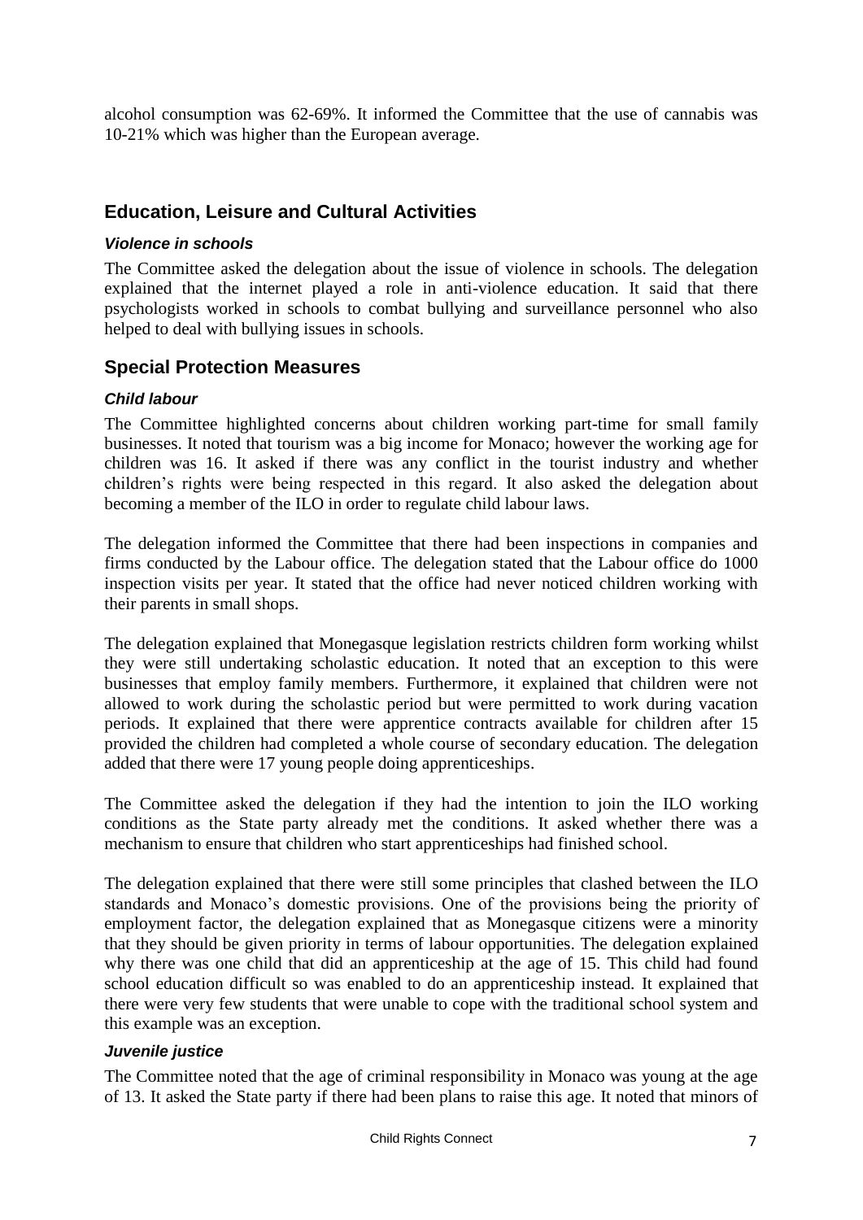alcohol consumption was 62-69%. It informed the Committee that the use of cannabis was 10-21% which was higher than the European average.

## Education, Leisure and Cultural Activities

### *Violence in schools*

The Committee asked the delegation about the issue of violence in schools. The delegation explained that the internet played a role in anti-violence education. It said that there psychologists worked in schools to combat bullying and surveillance personnel who also helped to deal with bullying issues in schools.

## Special Protection Measures

### *Child labour*

The Committee highlighted concerns about children working part-time for small family businesses. It noted that tourism was a big income for Monaco; however the working age for children was 16. It asked if there was any conflict in the tourist industry and whether children's rights were being respected in this regard. It also asked the delegation about becoming a member of the ILO in order to regulate child labour laws.

The delegation informed the Committee that there had been inspections in companies and firms conducted by the Labour office. The delegation stated that the Labour office do 1000 inspection visits per year. It stated that the office had never noticed children working with their parents in small shops.

The delegation explained that Monegasque legislation restricts children form working whilst they were still undertaking scholastic education. It noted that an exception to this were businesses that employ family members. Furthermore, it explained that children were not allowed to work during the scholastic period but were permitted to work during vacation periods. It explained that there were apprentice contracts available for children after 15 provided the children had completed a whole course of secondary education. The delegation added that there were 17 young people doing apprenticeships.

The Committee asked the delegation if they had the intention to join the ILO working conditions as the State party already met the conditions. It asked whether there was a mechanism to ensure that children who start apprenticeships had finished school.

The delegation explained that there were still some principles that clashed between the ILO standards and Monaco's domestic provisions. One of the provisions being the priority of employment factor, the delegation explained that as Monegasque citizens were a minority that they should be given priority in terms of labour opportunities. The delegation explained why there was one child that did an apprenticeship at the age of 15. This child had found school education difficult so was enabled to do an apprenticeship instead. It explained that there were very few students that were unable to cope with the traditional school system and this example was an exception.

### *Juvenile justice*

The Committee noted that the age of criminal responsibility in Monaco was young at the age of 13. It asked the State party if there had been plans to raise this age. It noted that minors of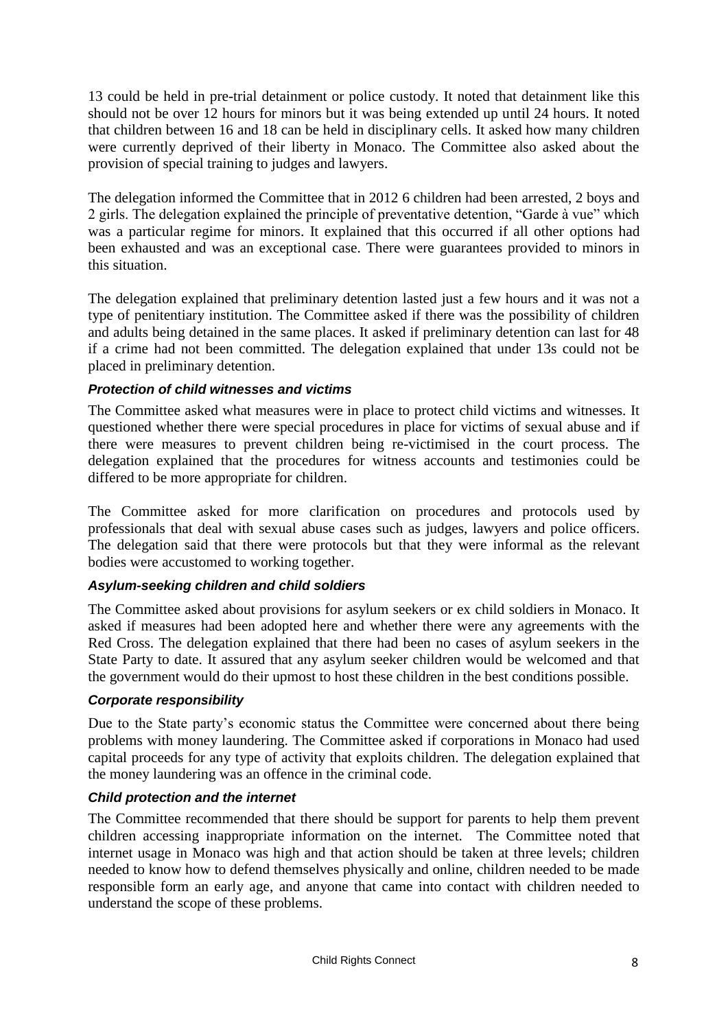13 could be held in pre-trial detainment or police custody. It noted that detainment like this should not be over 12 hours for minors but it was being extended up until 24 hours. It noted that children between 16 and 18 can be held in disciplinary cells. It asked how many children were currently deprived of their liberty in Monaco. The Committee also asked about the provision of special training to judges and lawyers.

The delegation informed the Committee that in 2012 6 children had been arrested, 2 boys and 2 girls. The delegation explained the principle of preventative detention, "Garde à vue" which was a particular regime for minors. It explained that this occurred if all other options had been exhausted and was an exceptional case. There were guarantees provided to minors in this situation.

The delegation explained that preliminary detention lasted just a few hours and it was not a type of penitentiary institution. The Committee asked if there was the possibility of children and adults being detained in the same places. It asked if preliminary detention can last for 48 if a crime had not been committed. The delegation explained that under 13s could not be placed in preliminary detention.

#### *Protection of child witnesses and victims*

The Committee asked what measures were in place to protect child victims and witnesses. It questioned whether there were special procedures in place for victims of sexual abuse and if there were measures to prevent children being re-victimised in the court process. The delegation explained that the procedures for witness accounts and testimonies could be differed to be more appropriate for children.

The Committee asked for more clarification on procedures and protocols used by professionals that deal with sexual abuse cases such as judges, lawyers and police officers. The delegation said that there were protocols but that they were informal as the relevant bodies were accustomed to working together.

#### *Asylum-seeking children and child soldiers*

The Committee asked about provisions for asylum seekers or ex child soldiers in Monaco. It asked if measures had been adopted here and whether there were any agreements with the Red Cross. The delegation explained that there had been no cases of asylum seekers in the State Party to date. It assured that any asylum seeker children would be welcomed and that the government would do their upmost to host these children in the best conditions possible.

#### *Corporate responsibility*

Due to the State party's economic status the Committee were concerned about there being problems with money laundering. The Committee asked if corporations in Monaco had used capital proceeds for any type of activity that exploits children. The delegation explained that the money laundering was an offence in the criminal code.

#### *Child protection and the internet*

The Committee recommended that there should be support for parents to help them prevent children accessing inappropriate information on the internet. The Committee noted that internet usage in Monaco was high and that action should be taken at three levels; children needed to know how to defend themselves physically and online, children needed to be made responsible form an early age, and anyone that came into contact with children needed to understand the scope of these problems.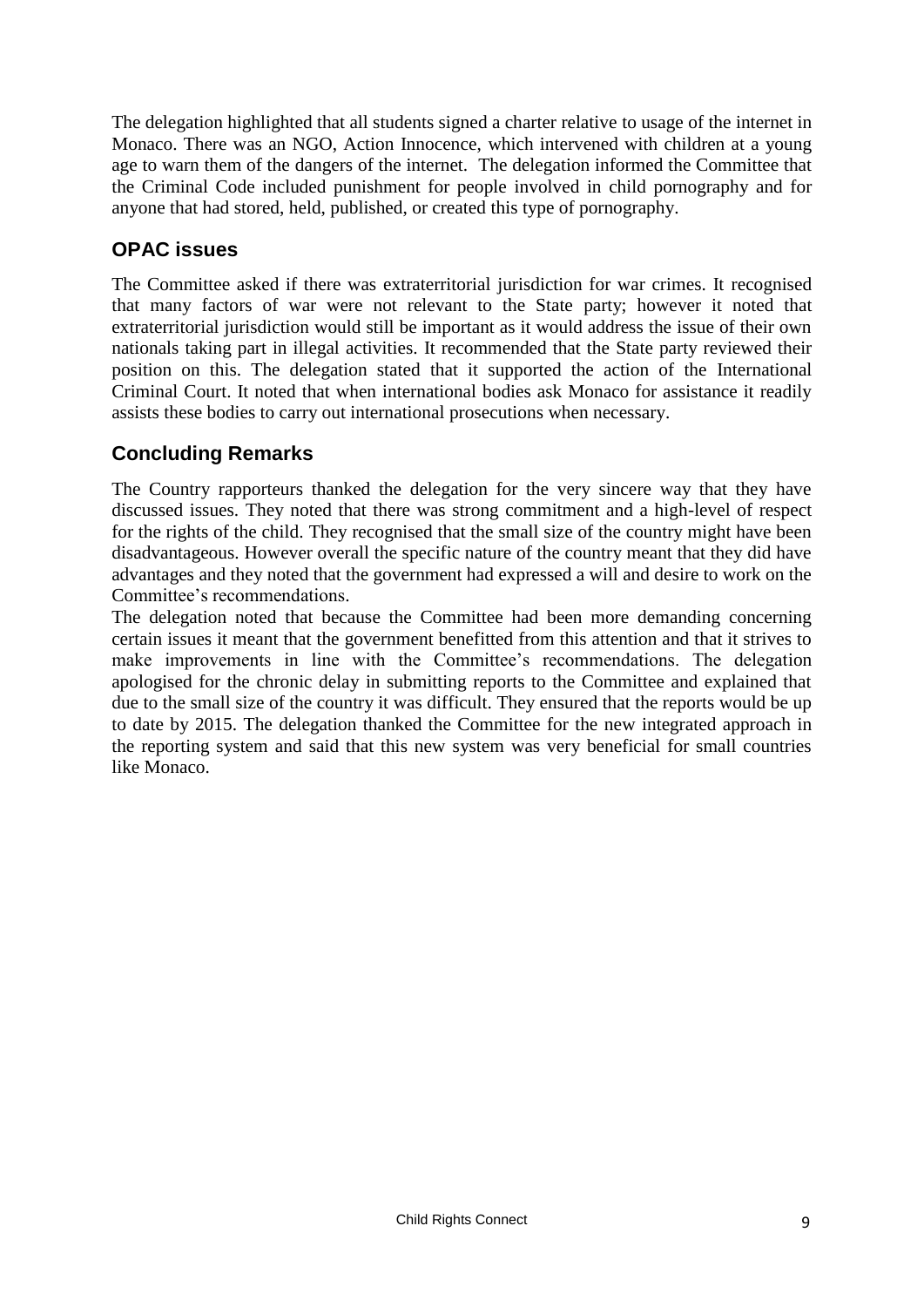The delegation highlighted that all students signed a charter relative to usage of the internet in Monaco. There was an NGO, Action Innocence, which intervened with children at a young age to warn them of the dangers of the internet. The delegation informed the Committee that the Criminal Code included punishment for people involved in child pornography and for anyone that had stored, held, published, or created this type of pornography.

## OPAC issues

The Committee asked if there was extraterritorial jurisdiction for war crimes. It recognised that many factors of war were not relevant to the State party; however it noted that extraterritorial jurisdiction would still be important as it would address the issue of their own nationals taking part in illegal activities. It recommended that the State party reviewed their position on this. The delegation stated that it supported the action of the International Criminal Court. It noted that when international bodies ask Monaco for assistance it readily assists these bodies to carry out international prosecutions when necessary.

## Concluding Remarks

The Country rapporteurs thanked the delegation for the very sincere way that they have discussed issues. They noted that there was strong commitment and a high-level of respect for the rights of the child. They recognised that the small size of the country might have been disadvantageous. However overall the specific nature of the country meant that they did have advantages and they noted that the government had expressed a will and desire to work on the Committee's recommendations.

The delegation noted that because the Committee had been more demanding concerning certain issues it meant that the government benefitted from this attention and that it strives to make improvements in line with the Committee's recommendations. The delegation apologised for the chronic delay in submitting reports to the Committee and explained that due to the small size of the country it was difficult. They ensured that the reports would be up to date by 2015. The delegation thanked the Committee for the new integrated approach in the reporting system and said that this new system was very beneficial for small countries like Monaco.